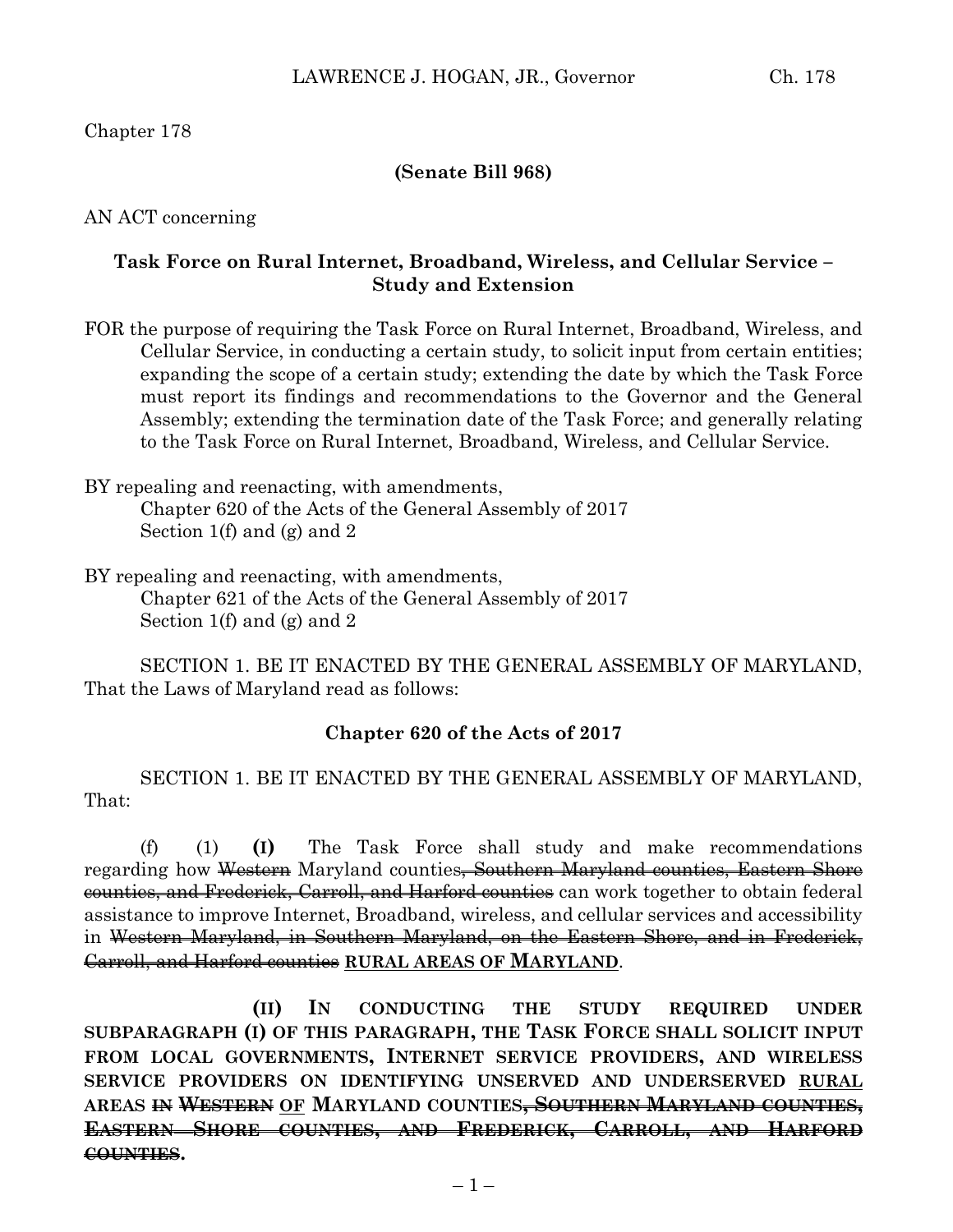Chapter 178

**(Senate Bill 968)**

AN ACT concerning

**Task Force on Rural Internet, Broadband, Wireless, and Cellular Service – Study and Extension**

FOR the purpose of requiring the Task Force on Rural Internet, Broadband, Wireless, and Cellular Service, in conducting a certain study, to solicit input from certain entities; expanding the scope of a certain study; extending the date by which the Task Force must report its findings and recommendations to the Governor and the General Assembly; extending the termination date of the Task Force; and generally relating to the Task Force on Rural Internet, Broadband, Wireless, and Cellular Service.

BY repealing and reenacting, with amendments,
Chapter 620 of the Acts of the General Assembly of 2017
Section 1(f) and (g) and 2

BY repealing and reenacting, with amendments,
Chapter 621 of the Acts of the General Assembly of 2017
Section 1(f) and (g) and 2

SECTION 1. BE IT ENACTED BY THE GENERAL ASSEMBLY OF MARYLAND, That the Laws of Maryland read as follows:

**Chapter 620 of the Acts of 2017**

SECTION 1. BE IT ENACTED BY THE GENERAL ASSEMBLY OF MARYLAND, That:

(f) (1) **(I)** The Task Force shall study and make recommendations regarding how ~~Western~~ Maryland counties~~, Southern Maryland counties, Eastern Shore counties, and Frederick, Carroll, and Harford counties~~ can work together to obtain federal assistance to improve Internet, Broadband, wireless, and cellular services and accessibility in ~~Western Maryland, in Southern Maryland, on the Eastern Shore, and in Frederick, Carroll, and Harford counties~~ <u>RURAL AREAS OF MARYLAND</u>.

**(II) IN CONDUCTING THE STUDY REQUIRED UNDER SUBPARAGRAPH (I) OF THIS PARAGRAPH, THE TASK FORCE SHALL SOLICIT INPUT FROM LOCAL GOVERNMENTS, INTERNET SERVICE PROVIDERS, AND WIRELESS SERVICE PROVIDERS ON IDENTIFYING UNSERVED AND UNDERSERVED <u>RURAL</u> AREAS ~~IN WESTERN~~ <u>OF</u> MARYLAND COUNTIES~~, SOUTHERN MARYLAND COUNTIES, EASTERN SHORE COUNTIES, AND FREDERICK, CARROLL, AND HARFORD COUNTIES~~.**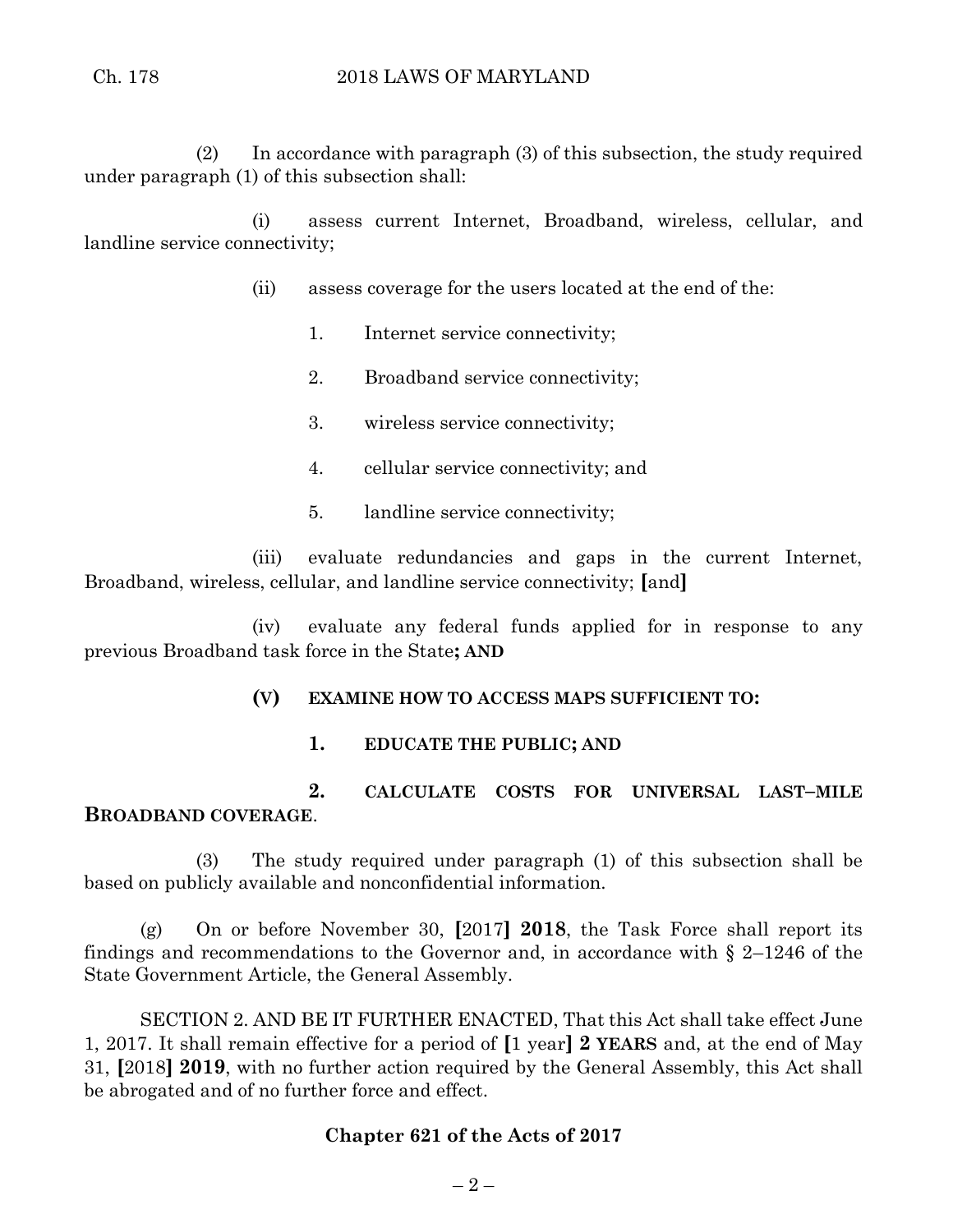(2) In accordance with paragraph (3) of this subsection, the study required under paragraph (1) of this subsection shall:

(i) assess current Internet, Broadband, wireless, cellular, and landline service connectivity;

(ii) assess coverage for the users located at the end of the:

1. Internet service connectivity;

2. Broadband service connectivity;

3. wireless service connectivity;

4. cellular service connectivity; and

5. landline service connectivity;

(iii) evaluate redundancies and gaps in the current Internet, Broadband, wireless, cellular, and landline service connectivity; **[**and**]**

(iv) evaluate any federal funds applied for in response to any previous Broadband task force in the State**; AND**

**(V) EXAMINE HOW TO ACCESS MAPS SUFFICIENT TO:**

**1. EDUCATE THE PUBLIC; AND**

**2. CALCULATE COSTS FOR UNIVERSAL LAST–MILE BROADBAND COVERAGE**.

(3) The study required under paragraph (1) of this subsection shall be based on publicly available and nonconfidential information.

(g) On or before November 30, **[**2017**] 2018**, the Task Force shall report its findings and recommendations to the Governor and, in accordance with § 2–1246 of the State Government Article, the General Assembly.

SECTION 2. AND BE IT FURTHER ENACTED, That this Act shall take effect June 1, 2017. It shall remain effective for a period of **[**1 year**] 2 YEARS** and, at the end of May 31, **[**2018**] 2019**, with no further action required by the General Assembly, this Act shall be abrogated and of no further force and effect.

**Chapter 621 of the Acts of 2017**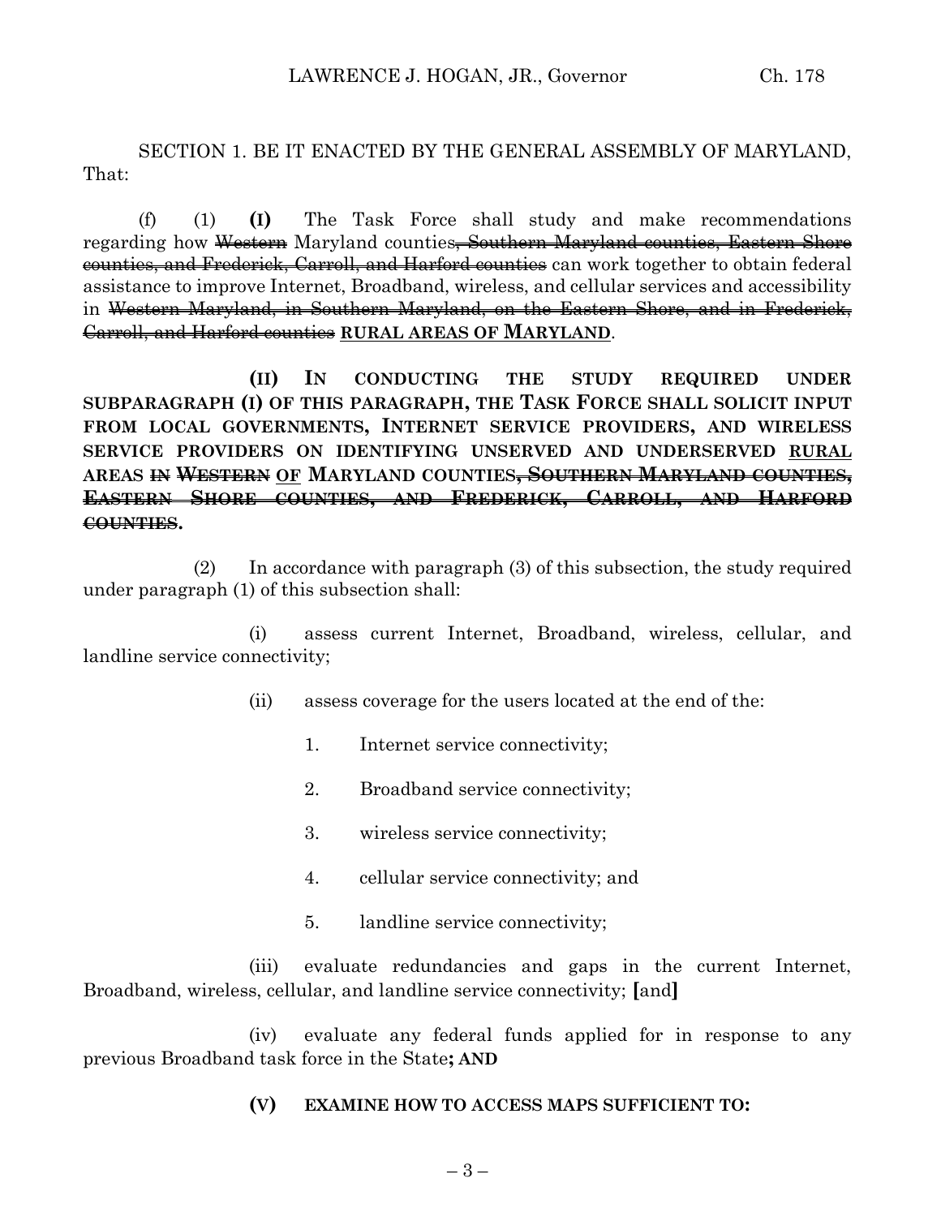SECTION 1. BE IT ENACTED BY THE GENERAL ASSEMBLY OF MARYLAND, That:

(f) (1) **(I)** The Task Force shall study and make recommendations regarding how ~~Western~~ Maryland counties~~, Southern Maryland counties, Eastern Shore counties, and Frederick, Carroll, and Harford counties~~ can work together to obtain federal assistance to improve Internet, Broadband, wireless, and cellular services and accessibility in ~~Western Maryland, in Southern Maryland, on the Eastern Shore, and in Frederick, Carroll, and Harford counties~~ <u>**RURAL AREAS OF MARYLAND**</u>.

**(II) IN CONDUCTING THE STUDY REQUIRED UNDER SUBPARAGRAPH (I) OF THIS PARAGRAPH, THE TASK FORCE SHALL SOLICIT INPUT FROM LOCAL GOVERNMENTS, INTERNET SERVICE PROVIDERS, AND WIRELESS SERVICE PROVIDERS ON IDENTIFYING UNSERVED AND UNDERSERVED <u>RURAL</u> AREAS ~~IN WESTERN~~ <u>OF</u> MARYLAND COUNTIES~~, SOUTHERN MARYLAND COUNTIES, EASTERN SHORE COUNTIES, AND FREDERICK, CARROLL, AND HARFORD COUNTIES~~.**

(2) In accordance with paragraph (3) of this subsection, the study required under paragraph (1) of this subsection shall:

(i) assess current Internet, Broadband, wireless, cellular, and landline service connectivity;

(ii) assess coverage for the users located at the end of the:

1. Internet service connectivity;

2. Broadband service connectivity;

3. wireless service connectivity;

4. cellular service connectivity; and

5. landline service connectivity;

(iii) evaluate redundancies and gaps in the current Internet, Broadband, wireless, cellular, and landline service connectivity; **[**and**]**

(iv) evaluate any federal funds applied for in response to any previous Broadband task force in the State**; AND**

**(V) EXAMINE HOW TO ACCESS MAPS SUFFICIENT TO:**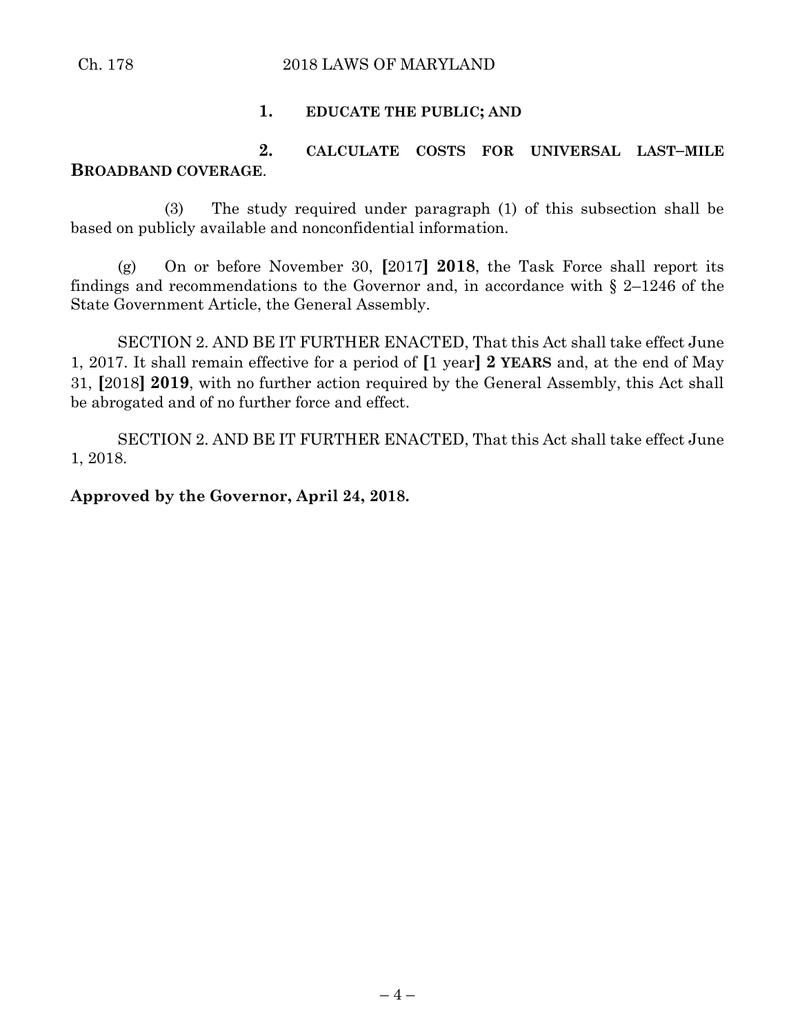1. **EDUCATE THE PUBLIC; AND**

2. **CALCULATE COSTS FOR UNIVERSAL LAST–MILE BROADBAND COVERAGE**.

(3) The study required under paragraph (1) of this subsection shall be based on publicly available and nonconfidential information.

(g) On or before November 30, **[**2017**] 2018**, the Task Force shall report its findings and recommendations to the Governor and, in accordance with § 2–1246 of the State Government Article, the General Assembly.

SECTION 2. AND BE IT FURTHER ENACTED, That this Act shall take effect June 1, 2017. It shall remain effective for a period of **[**1 year**] 2 YEARS** and, at the end of May 31, **[**2018**] 2019**, with no further action required by the General Assembly, this Act shall be abrogated and of no further force and effect.

SECTION 2. AND BE IT FURTHER ENACTED, That this Act shall take effect June 1, 2018.

**Approved by the Governor, April 24, 2018.**